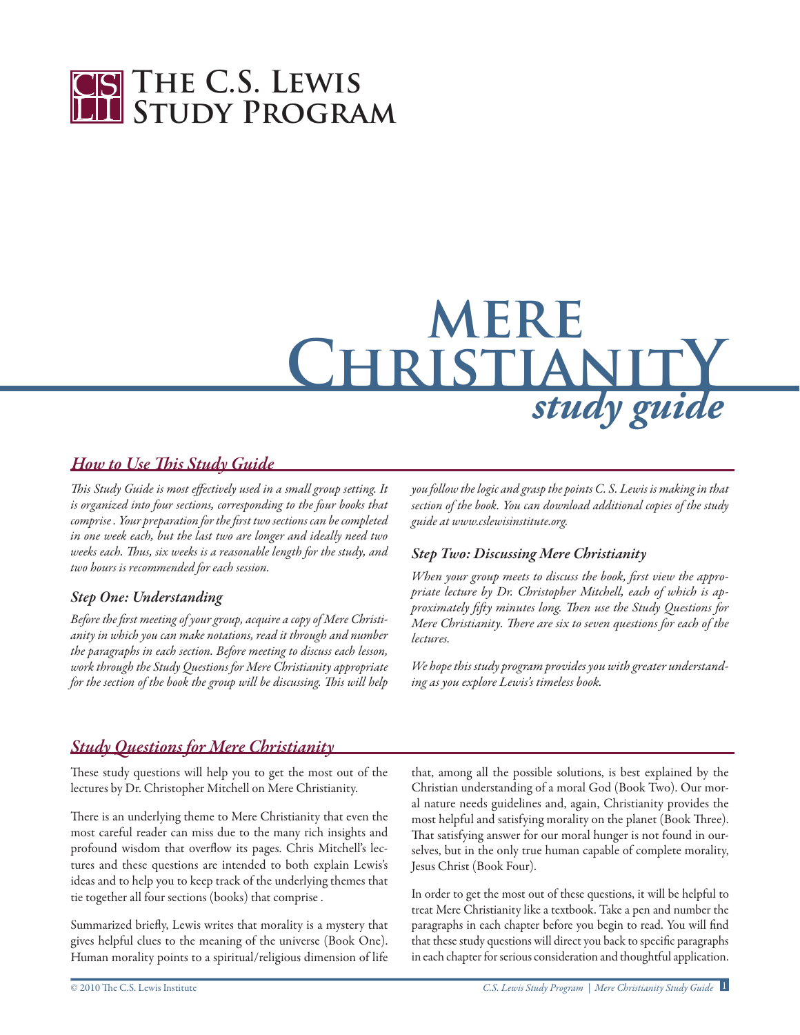# The C.S. Lewis Study Program

# Mere Christianity *study guide*

## *How to Use This Study Guide*

*This Study Guide is most effectively used in a small group setting. It is organized into four sections, corresponding to the four books that comprise . Your preparation for the first two sections can be completed in one week each, but the last two are longer and ideally need two weeks each. Thus, six weeks is a reasonable length for the study, and two hours is recommended for each session.*

### *Step One: Understanding*

*Before the first meeting of your group, acquire a copy of Mere Christianity in which you can make notations, read it through and number the paragraphs in each section. Before meeting to discuss each lesson, work through the Study Questions for Mere Christianity appropriate for the section of the book the group will be discussing. This will help you follow the logic and grasp the points C. S. Lewis is making in that section of the book. You can download additional copies of the study guide at www.cslewisinstitute.org.*

### *Step Two: Discussing Mere Christianity*

*When your group meets to discuss the book, first view the appropriate lecture by Dr. Christopher Mitchell, each of which is approximately fifty minutes long. Then use the Study Questions for Mere Christianity. There are six to seven questions for each of the lectures.*

*We hope this study program provides you with greater understanding as you explore Lewis's timeless book.*

## *Study Questions for Mere Christianity*

These study questions will help you to get the most out of the lectures by Dr. Christopher Mitchell on Mere Christianity.

There is an underlying theme to Mere Christianity that even the most careful reader can miss due to the many rich insights and profound wisdom that overflow its pages. Chris Mitchell's lectures and these questions are intended to both explain Lewis's ideas and to help you to keep track of the underlying themes that tie together all four sections (books) that comprise .

Summarized briefly, Lewis writes that morality is a mystery that gives helpful clues to the meaning of the universe (Book One). Human morality points to a spiritual/religious dimension of life that, among all the possible solutions, is best explained by the Christian understanding of a moral God (Book Two). Our moral nature needs guidelines and, again, Christianity provides the most helpful and satisfying morality on the planet (Book Three). That satisfying answer for our moral hunger is not found in ourselves, but in the only true human capable of complete morality, Jesus Christ (Book Four).

In order to get the most out of these questions, it will be helpful to treat Mere Christianity like a textbook. Take a pen and number the paragraphs in each chapter before you begin to read. You will find that these study questions will direct you back to specific paragraphs in each chapter for serious consideration and thoughtful application.

© 2010 The C.S. Lewis Institute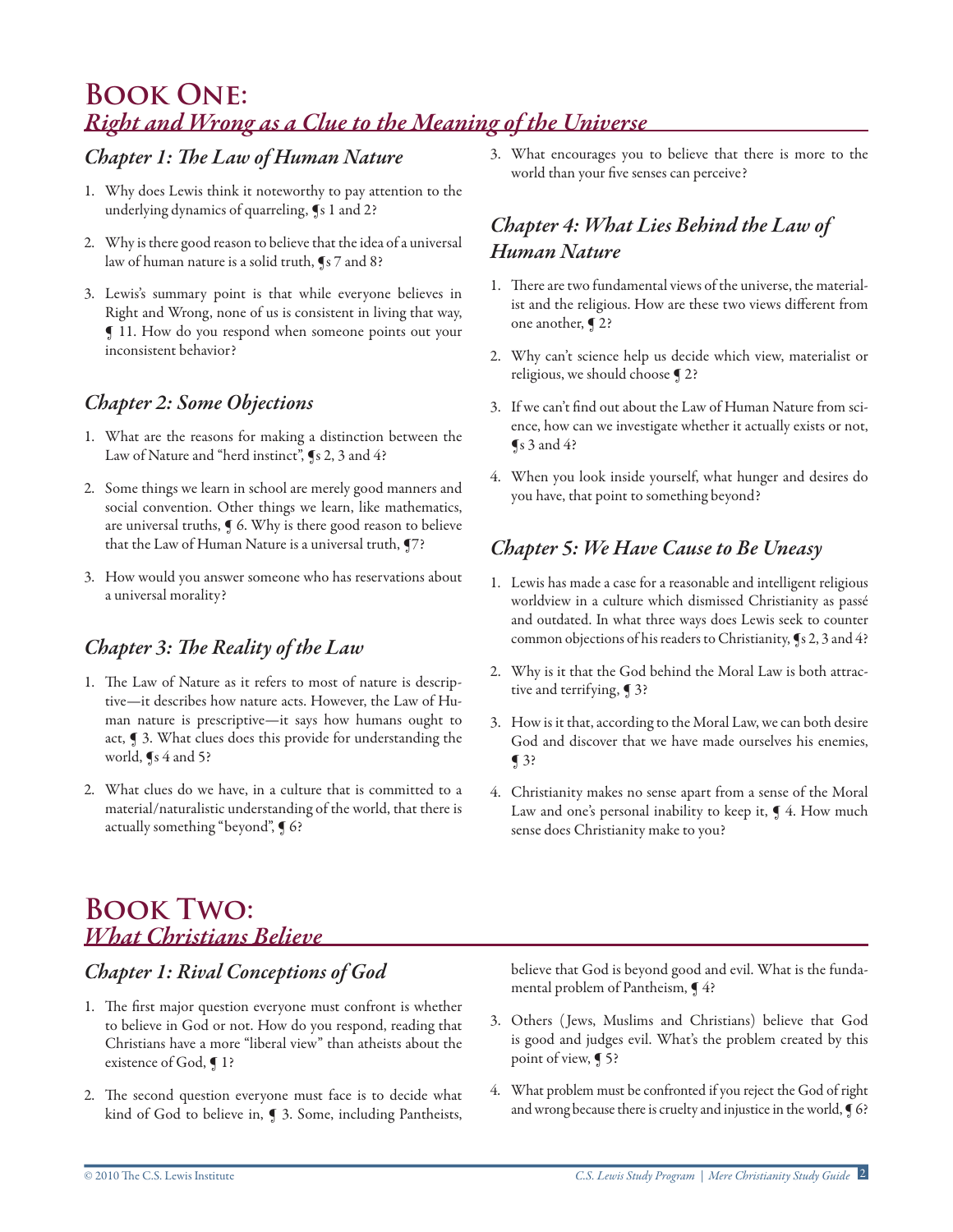# Book One:
## *Right and Wrong as a Clue to the Meaning of the Universe*

### *Chapter 1: The Law of Human Nature*

1. Why does Lewis think it noteworthy to pay attention to the underlying dynamics of quarreling, ¶s 1 and 2?

2. Why is there good reason to believe that the idea of a universal law of human nature is a solid truth, ¶s 7 and 8?

3. Lewis's summary point is that while everyone believes in Right and Wrong, none of us is consistent in living that way, ¶ 11. How do you respond when someone points out your inconsistent behavior?

### *Chapter 2: Some Objections*

1. What are the reasons for making a distinction between the Law of Nature and "herd instinct", ¶s 2, 3 and 4?

2. Some things we learn in school are merely good manners and social convention. Other things we learn, like mathematics, are universal truths, ¶ 6. Why is there good reason to believe that the Law of Human Nature is a universal truth, ¶7?

3. How would you answer someone who has reservations about a universal morality?

### *Chapter 3: The Reality of the Law*

1. The Law of Nature as it refers to most of nature is descriptive—it describes how nature acts. However, the Law of Human nature is prescriptive—it says how humans ought to act, ¶ 3. What clues does this provide for understanding the world, ¶s 4 and 5?

2. What clues do we have, in a culture that is committed to a material/naturalistic understanding of the world, that there is actually something "beyond", ¶ 6?

3. What encourages you to believe that there is more to the world than your five senses can perceive?

### *Chapter 4: What Lies Behind the Law of Human Nature*

1. There are two fundamental views of the universe, the materialist and the religious. How are these two views different from one another, ¶ 2?

2. Why can't science help us decide which view, materialist or religious, we should choose ¶ 2?

3. If we can't find out about the Law of Human Nature from science, how can we investigate whether it actually exists or not, ¶s 3 and 4?

4. When you look inside yourself, what hunger and desires do you have, that point to something beyond?

### *Chapter 5: We Have Cause to Be Uneasy*

1. Lewis has made a case for a reasonable and intelligent religious worldview in a culture which dismissed Christianity as passé and outdated. In what three ways does Lewis seek to counter common objections of his readers to Christianity, ¶s 2, 3 and 4?

2. Why is it that the God behind the Moral Law is both attractive and terrifying, ¶ 3?

3. How is it that, according to the Moral Law, we can both desire God and discover that we have made ourselves his enemies, ¶ 3?

4. Christianity makes no sense apart from a sense of the Moral Law and one's personal inability to keep it, ¶ 4. How much sense does Christianity make to you?

# Book Two:
## *What Christians Believe*

### *Chapter 1: Rival Conceptions of God*

1. The first major question everyone must confront is whether to believe in God or not. How do you respond, reading that Christians have a more "liberal view" than atheists about the existence of God, ¶ 1?

2. The second question everyone must face is to decide what kind of God to believe in, ¶ 3. Some, including Pantheists, believe that God is beyond good and evil. What is the fundamental problem of Pantheism, ¶ 4?

3. Others (Jews, Muslims and Christians) believe that God is good and judges evil. What's the problem created by this point of view, ¶ 5?

4. What problem must be confronted if you reject the God of right and wrong because there is cruelty and injustice in the world, ¶ 6?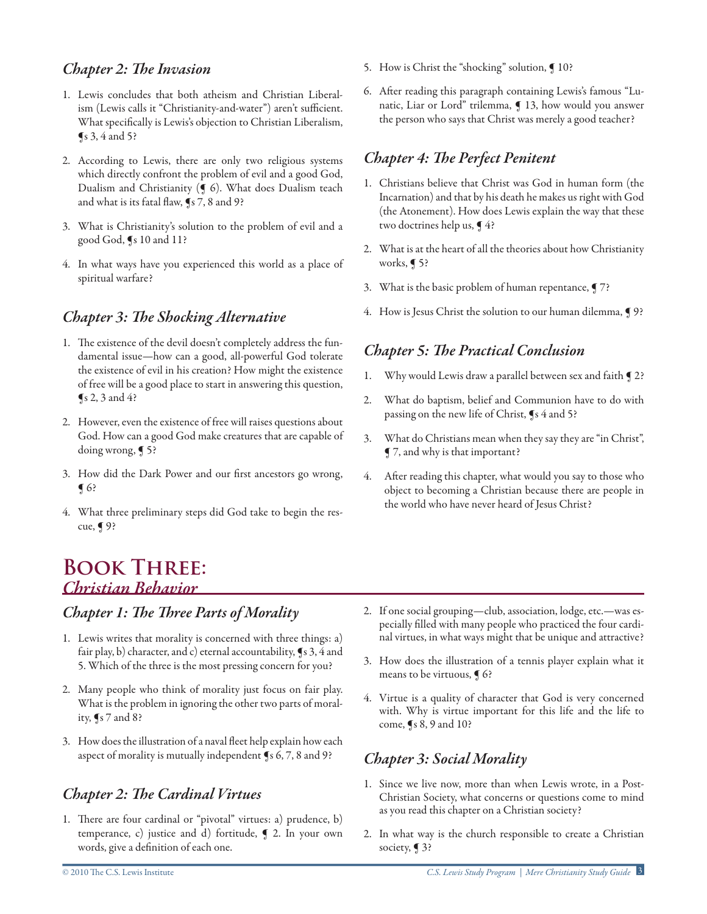### *Chapter 2: The Invasion*

1. Lewis concludes that both atheism and Christian Liberalism (Lewis calls it "Christianity-and-water") aren't sufficient. What specifically is Lewis's objection to Christian Liberalism, ¶s 3, 4 and 5?

2. According to Lewis, there are only two religious systems which directly confront the problem of evil and a good God, Dualism and Christianity (¶ 6). What does Dualism teach and what is its fatal flaw, ¶s 7, 8 and 9?

3. What is Christianity's solution to the problem of evil and a good God, ¶s 10 and 11?

4. In what ways have you experienced this world as a place of spiritual warfare?

### *Chapter 3: The Shocking Alternative*

1. The existence of the devil doesn't completely address the fundamental issue—how can a good, all-powerful God tolerate the existence of evil in his creation? How might the existence of free will be a good place to start in answering this question, ¶s 2, 3 and 4?

2. However, even the existence of free will raises questions about God. How can a good God make creatures that are capable of doing wrong, ¶ 5?

3. How did the Dark Power and our first ancestors go wrong, ¶ 6?

4. What three preliminary steps did God take to begin the rescue, ¶ 9?

5. How is Christ the "shocking" solution, ¶ 10?

6. After reading this paragraph containing Lewis's famous "Lunatic, Liar or Lord" trilemma, ¶ 13, how would you answer the person who says that Christ was merely a good teacher?

### *Chapter 4: The Perfect Penitent*

1. Christians believe that Christ was God in human form (the Incarnation) and that by his death he makes us right with God (the Atonement). How does Lewis explain the way that these two doctrines help us, ¶ 4?

2. What is at the heart of all the theories about how Christianity works, ¶ 5?

3. What is the basic problem of human repentance, ¶ 7?

4. How is Jesus Christ the solution to our human dilemma, ¶ 9?

### *Chapter 5: The Practical Conclusion*

1. Why would Lewis draw a parallel between sex and faith ¶ 2?

2. What do baptism, belief and Communion have to do with passing on the new life of Christ, ¶s 4 and 5?

3. What do Christians mean when they say they are "in Christ", ¶ 7, and why is that important?

4. After reading this chapter, what would you say to those who object to becoming a Christian because there are people in the world who have never heard of Jesus Christ?

# Book Three: *Christian Behavior*

### *Chapter 1: The Three Parts of Morality*

1. Lewis writes that morality is concerned with three things: a) fair play, b) character, and c) eternal accountability, ¶s 3, 4 and 5. Which of the three is the most pressing concern for you?

2. Many people who think of morality just focus on fair play. What is the problem in ignoring the other two parts of morality, ¶s 7 and 8?

3. How does the illustration of a naval fleet help explain how each aspect of morality is mutually independent ¶s 6, 7, 8 and 9?

### *Chapter 2: The Cardinal Virtues*

1. There are four cardinal or "pivotal" virtues: a) prudence, b) temperance, c) justice and d) fortitude, ¶ 2. In your own words, give a definition of each one.

2. If one social grouping—club, association, lodge, etc.—was especially filled with many people who practiced the four cardinal virtues, in what ways might that be unique and attractive?

3. How does the illustration of a tennis player explain what it means to be virtuous, ¶ 6?

4. Virtue is a quality of character that God is very concerned with. Why is virtue important for this life and the life to come, ¶s 8, 9 and 10?

### *Chapter 3: Social Morality*

1. Since we live now, more than when Lewis wrote, in a Post-Christian Society, what concerns or questions come to mind as you read this chapter on a Christian society?

2. In what way is the church responsible to create a Christian society, ¶ 3?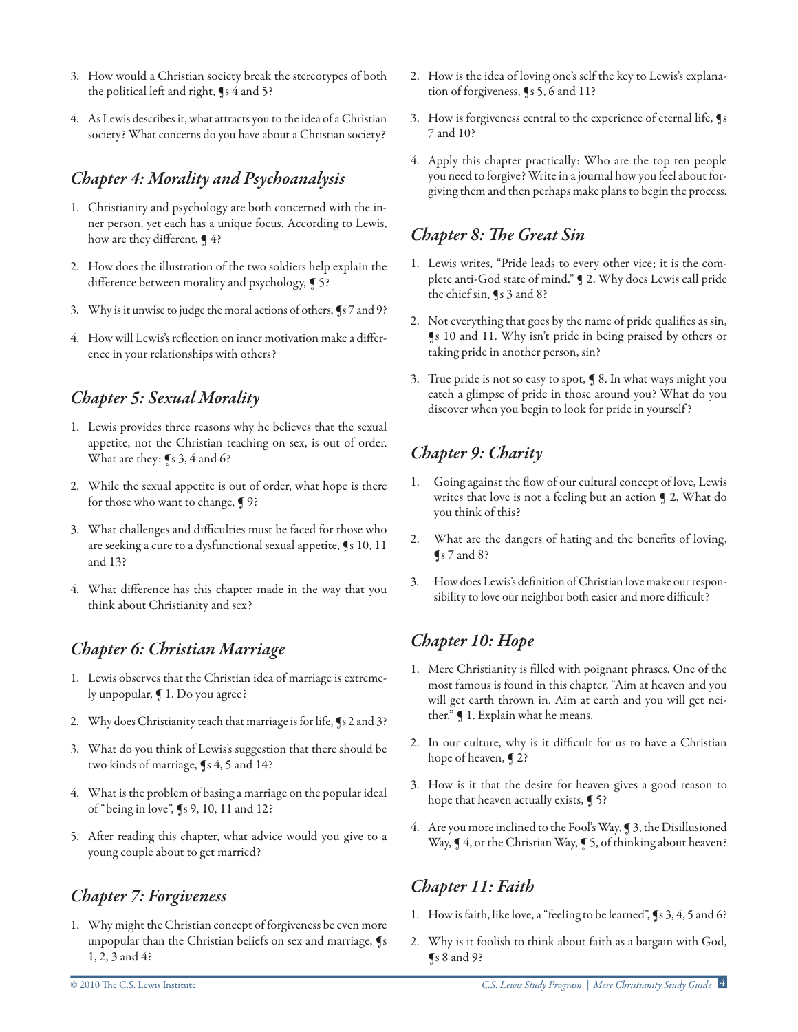3. How would a Christian society break the stereotypes of both the political left and right, ¶s 4 and 5?

4. As Lewis describes it, what attracts you to the idea of a Christian society? What concerns do you have about a Christian society?

## *Chapter 4: Morality and Psychoanalysis*

1. Christianity and psychology are both concerned with the inner person, yet each has a unique focus. According to Lewis, how are they different, ¶ 4?

2. How does the illustration of the two soldiers help explain the difference between morality and psychology, ¶ 5?

3. Why is it unwise to judge the moral actions of others, ¶s 7 and 9?

4. How will Lewis's reflection on inner motivation make a difference in your relationships with others?

## *Chapter 5: Sexual Morality*

1. Lewis provides three reasons why he believes that the sexual appetite, not the Christian teaching on sex, is out of order. What are they: ¶s 3, 4 and 6?

2. While the sexual appetite is out of order, what hope is there for those who want to change, ¶ 9?

3. What challenges and difficulties must be faced for those who are seeking a cure to a dysfunctional sexual appetite, ¶s 10, 11 and 13?

4. What difference has this chapter made in the way that you think about Christianity and sex?

## *Chapter 6: Christian Marriage*

1. Lewis observes that the Christian idea of marriage is extremely unpopular, ¶ 1. Do you agree?

2. Why does Christianity teach that marriage is for life, ¶s 2 and 3?

3. What do you think of Lewis's suggestion that there should be two kinds of marriage, ¶s 4, 5 and 14?

4. What is the problem of basing a marriage on the popular ideal of "being in love", ¶s 9, 10, 11 and 12?

5. After reading this chapter, what advice would you give to a young couple about to get married?

## *Chapter 7: Forgiveness*

1. Why might the Christian concept of forgiveness be even more unpopular than the Christian beliefs on sex and marriage, ¶s 1, 2, 3 and 4?

2. How is the idea of loving one's self the key to Lewis's explanation of forgiveness, ¶s 5, 6 and 11?

3. How is forgiveness central to the experience of eternal life, ¶s 7 and 10?

4. Apply this chapter practically: Who are the top ten people you need to forgive? Write in a journal how you feel about forgiving them and then perhaps make plans to begin the process.

## *Chapter 8: The Great Sin*

1. Lewis writes, "Pride leads to every other vice; it is the complete anti-God state of mind." ¶ 2. Why does Lewis call pride the chief sin, ¶s 3 and 8?

2. Not everything that goes by the name of pride qualifies as sin, ¶s 10 and 11. Why isn't pride in being praised by others or taking pride in another person, sin?

3. True pride is not so easy to spot, ¶ 8. In what ways might you catch a glimpse of pride in those around you? What do you discover when you begin to look for pride in yourself?

## *Chapter 9: Charity*

1. Going against the flow of our cultural concept of love, Lewis writes that love is not a feeling but an action ¶ 2. What do you think of this?

2. What are the dangers of hating and the benefits of loving, ¶s 7 and 8?

3. How does Lewis's definition of Christian love make our responsibility to love our neighbor both easier and more difficult?

## *Chapter 10: Hope*

1. Mere Christianity is filled with poignant phrases. One of the most famous is found in this chapter, "Aim at heaven and you will get earth thrown in. Aim at earth and you will get neither." ¶ 1. Explain what he means.

2. In our culture, why is it difficult for us to have a Christian hope of heaven, ¶ 2?

3. How is it that the desire for heaven gives a good reason to hope that heaven actually exists, ¶ 5?

4. Are you more inclined to the Fool's Way, ¶ 3, the Disillusioned Way, ¶ 4, or the Christian Way, ¶ 5, of thinking about heaven?

## *Chapter 11: Faith*

1. How is faith, like love, a "feeling to be learned", ¶s 3, 4, 5 and 6?

2. Why is it foolish to think about faith as a bargain with God, ¶s 8 and 9?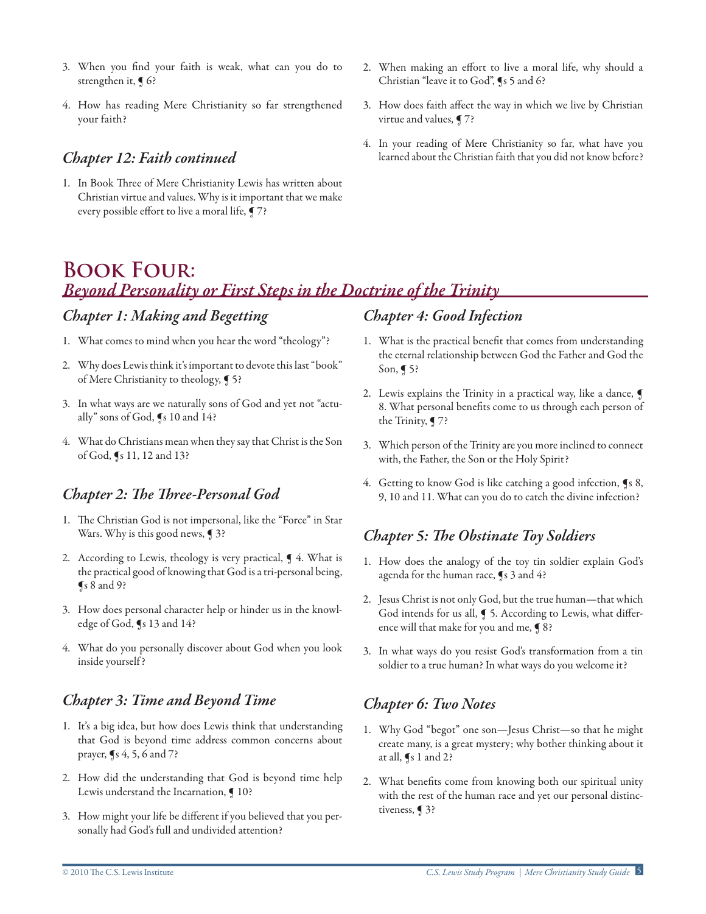3. When you find your faith is weak, what can you do to strengthen it, ¶ 6?

4. How has reading Mere Christianity so far strengthened your faith?

### *Chapter 12: Faith continued*

1. In Book Three of Mere Christianity Lewis has written about Christian virtue and values. Why is it important that we make every possible effort to live a moral life, ¶ 7?

2. When making an effort to live a moral life, why should a Christian "leave it to God", ¶s 5 and 6?

3. How does faith affect the way in which we live by Christian virtue and values, ¶ 7?

4. In your reading of Mere Christianity so far, what have you learned about the Christian faith that you did not know before?

# Book Four:
## *Beyond Personality or First Steps in the Doctrine of the Trinity*

### *Chapter 1: Making and Begetting*

1. What comes to mind when you hear the word "theology"?

2. Why does Lewis think it's important to devote this last "book" of Mere Christianity to theology, ¶ 5?

3. In what ways are we naturally sons of God and yet not "actually" sons of God, ¶s 10 and 14?

4. What do Christians mean when they say that Christ is the Son of God, ¶s 11, 12 and 13?

### *Chapter 2: The Three-Personal God*

1. The Christian God is not impersonal, like the "Force" in Star Wars. Why is this good news, ¶ 3?

2. According to Lewis, theology is very practical, ¶ 4. What is the practical good of knowing that God is a tri-personal being, ¶s 8 and 9?

3. How does personal character help or hinder us in the knowledge of God, ¶s 13 and 14?

4. What do you personally discover about God when you look inside yourself?

### *Chapter 3: Time and Beyond Time*

1. It's a big idea, but how does Lewis think that understanding that God is beyond time address common concerns about prayer, ¶s 4, 5, 6 and 7?

2. How did the understanding that God is beyond time help Lewis understand the Incarnation, ¶ 10?

3. How might your life be different if you believed that you personally had God's full and undivided attention?

### *Chapter 4: Good Infection*

1. What is the practical benefit that comes from understanding the eternal relationship between God the Father and God the Son, ¶ 5?

2. Lewis explains the Trinity in a practical way, like a dance, ¶ 8. What personal benefits come to us through each person of the Trinity, ¶ 7?

3. Which person of the Trinity are you more inclined to connect with, the Father, the Son or the Holy Spirit?

4. Getting to know God is like catching a good infection, ¶s 8, 9, 10 and 11. What can you do to catch the divine infection?

### *Chapter 5: The Obstinate Toy Soldiers*

1. How does the analogy of the toy tin soldier explain God's agenda for the human race, ¶s 3 and 4?

2. Jesus Christ is not only God, but the true human—that which God intends for us all, ¶ 5. According to Lewis, what difference will that make for you and me, ¶ 8?

3. In what ways do you resist God's transformation from a tin soldier to a true human? In what ways do you welcome it?

### *Chapter 6: Two Notes*

1. Why God "begot" one son—Jesus Christ—so that he might create many, is a great mystery; why bother thinking about it at all, ¶s 1 and 2?

2. What benefits come from knowing both our spiritual unity with the rest of the human race and yet our personal distinctiveness, ¶ 3?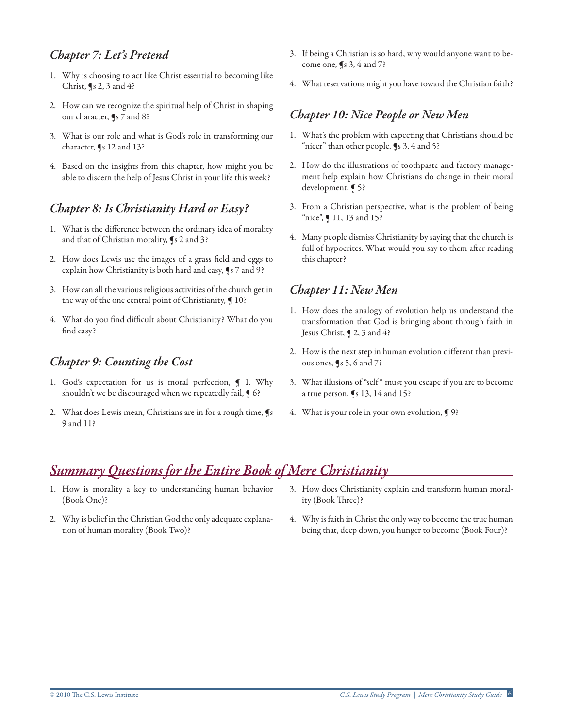## *Chapter 7: Let's Pretend*

1. Why is choosing to act like Christ essential to becoming like Christ, ¶s 2, 3 and 4?
2. How can we recognize the spiritual help of Christ in shaping our character, ¶s 7 and 8?
3. What is our role and what is God's role in transforming our character, ¶s 12 and 13?
4. Based on the insights from this chapter, how might you be able to discern the help of Jesus Christ in your life this week?

## *Chapter 8: Is Christianity Hard or Easy?*

1. What is the difference between the ordinary idea of morality and that of Christian morality, ¶s 2 and 3?
2. How does Lewis use the images of a grass field and eggs to explain how Christianity is both hard and easy, ¶s 7 and 9?
3. How can all the various religious activities of the church get in the way of the one central point of Christianity, ¶ 10?
4. What do you find difficult about Christianity? What do you find easy?

## *Chapter 9: Counting the Cost*

1. God's expectation for us is moral perfection, ¶ 1. Why shouldn't we be discouraged when we repeatedly fail, ¶ 6?
2. What does Lewis mean, Christians are in for a rough time, ¶s 9 and 11?
3. If being a Christian is so hard, why would anyone want to become one, ¶s 3, 4 and 7?
4. What reservations might you have toward the Christian faith?

## *Chapter 10: Nice People or New Men*

1. What's the problem with expecting that Christians should be "nicer" than other people, ¶s 3, 4 and 5?
2. How do the illustrations of toothpaste and factory management help explain how Christians do change in their moral development, ¶ 5?
3. From a Christian perspective, what is the problem of being "nice", ¶ 11, 13 and 15?
4. Many people dismiss Christianity by saying that the church is full of hypocrites. What would you say to them after reading this chapter?

## *Chapter 11: New Men*

1. How does the analogy of evolution help us understand the transformation that God is bringing about through faith in Jesus Christ, ¶ 2, 3 and 4?
2. How is the next step in human evolution different than previous ones, ¶s 5, 6 and 7?
3. What illusions of "self" must you escape if you are to become a true person, ¶s 13, 14 and 15?
4. What is your role in your own evolution, ¶ 9?

# *Summary Questions for the Entire Book of Mere Christianity*

1. How is morality a key to understanding human behavior (Book One)?
2. Why is belief in the Christian God the only adequate explanation of human morality (Book Two)?
3. How does Christianity explain and transform human morality (Book Three)?
4. Why is faith in Christ the only way to become the true human being that, deep down, you hunger to become (Book Four)?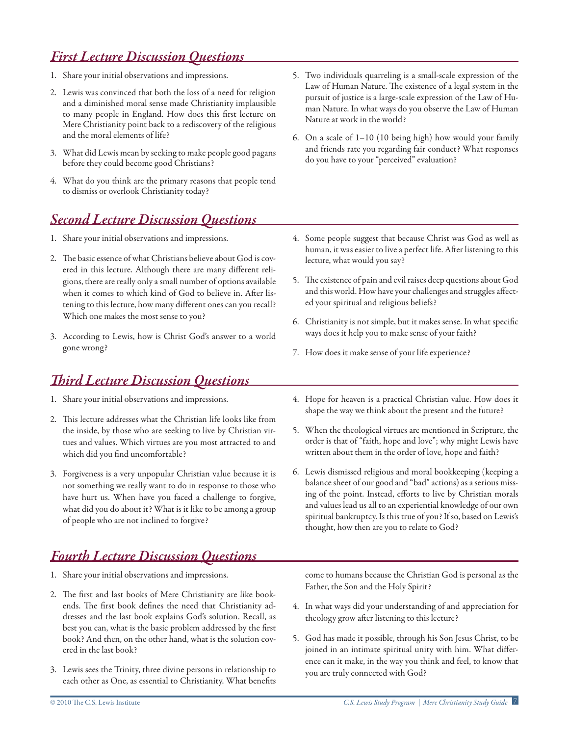## *First Lecture Discussion Questions*

1. Share your initial observations and impressions.
2. Lewis was convinced that both the loss of a need for religion and a diminished moral sense made Christianity implausible to many people in England. How does this first lecture on Mere Christianity point back to a rediscovery of the religious and the moral elements of life?
3. What did Lewis mean by seeking to make people good pagans before they could become good Christians?
4. What do you think are the primary reasons that people tend to dismiss or overlook Christianity today?
5. Two individuals quarreling is a small-scale expression of the Law of Human Nature. The existence of a legal system in the pursuit of justice is a large-scale expression of the Law of Human Nature. In what ways do you observe the Law of Human Nature at work in the world?
6. On a scale of 1–10 (10 being high) how would your family and friends rate you regarding fair conduct? What responses do you have to your "perceived" evaluation?

## *Second Lecture Discussion Questions*

1. Share your initial observations and impressions.
2. The basic essence of what Christians believe about God is covered in this lecture. Although there are many different religions, there are really only a small number of options available when it comes to which kind of God to believe in. After listening to this lecture, how many different ones can you recall? Which one makes the most sense to you?
3. According to Lewis, how is Christ God's answer to a world gone wrong?
4. Some people suggest that because Christ was God as well as human, it was easier to live a perfect life. After listening to this lecture, what would you say?
5. The existence of pain and evil raises deep questions about God and this world. How have your challenges and struggles affected your spiritual and religious beliefs?
6. Christianity is not simple, but it makes sense. In what specific ways does it help you to make sense of your faith?
7. How does it make sense of your life experience?

## *Third Lecture Discussion Questions*

1. Share your initial observations and impressions.
2. This lecture addresses what the Christian life looks like from the inside, by those who are seeking to live by Christian virtues and values. Which virtues are you most attracted to and which did you find uncomfortable?
3. Forgiveness is a very unpopular Christian value because it is not something we really want to do in response to those who have hurt us. When have you faced a challenge to forgive, what did you do about it? What is it like to be among a group of people who are not inclined to forgive?
4. Hope for heaven is a practical Christian value. How does it shape the way we think about the present and the future?
5. When the theological virtues are mentioned in Scripture, the order is that of "faith, hope and love"; why might Lewis have written about them in the order of love, hope and faith?
6. Lewis dismissed religious and moral bookkeeping (keeping a balance sheet of our good and "bad" actions) as a serious missing of the point. Instead, efforts to live by Christian morals and values lead us all to an experiential knowledge of our own spiritual bankruptcy. Is this true of you? If so, based on Lewis's thought, how then are you to relate to God?

## *Fourth Lecture Discussion Questions*

1. Share your initial observations and impressions.
2. The first and last books of Mere Christianity are like bookends. The first book defines the need that Christianity addresses and the last book explains God's solution. Recall, as best you can, what is the basic problem addressed by the first book? And then, on the other hand, what is the solution covered in the last book?
3. Lewis sees the Trinity, three divine persons in relationship to each other as One, as essential to Christianity. What benefits come to humans because the Christian God is personal as the Father, the Son and the Holy Spirit?
4. In what ways did your understanding of and appreciation for theology grow after listening to this lecture?
5. God has made it possible, through his Son Jesus Christ, to be joined in an intimate spiritual unity with him. What difference can it make, in the way you think and feel, to know that you are truly connected with God?